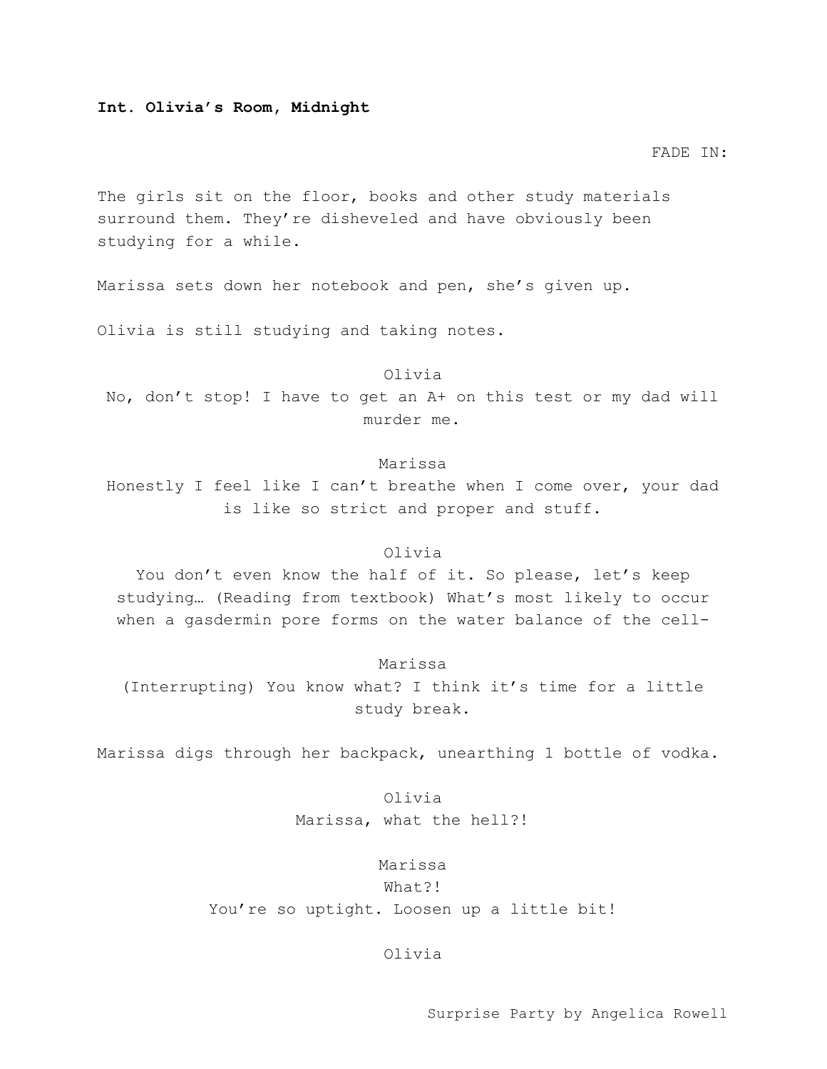**Int. Olivia's Room, Midnight**

FADE IN:

The girls sit on the floor, books and other study materials surround them. They're disheveled and have obviously been studying for a while.

Marissa sets down her notebook and pen, she's given up.

Olivia is still studying and taking notes.

Olivia

No, don't stop! I have to get an A+ on this test or my dad will murder me.

Marissa

Honestly I feel like I can't breathe when I come over, your dad is like so strict and proper and stuff.

Olivia

You don't even know the half of it. So please, let's keep studying… (Reading from textbook) What's most likely to occur when a gasdermin pore forms on the water balance of the cell-

Marissa

(Interrupting) You know what? I think it's time for a little study break.

Marissa digs through her backpack, unearthing 1 bottle of vodka.

Olivia

Marissa, what the hell?!

Marissa

What?!

You're so uptight. Loosen up a little bit!

Olivia

Surprise Party by Angelica Rowell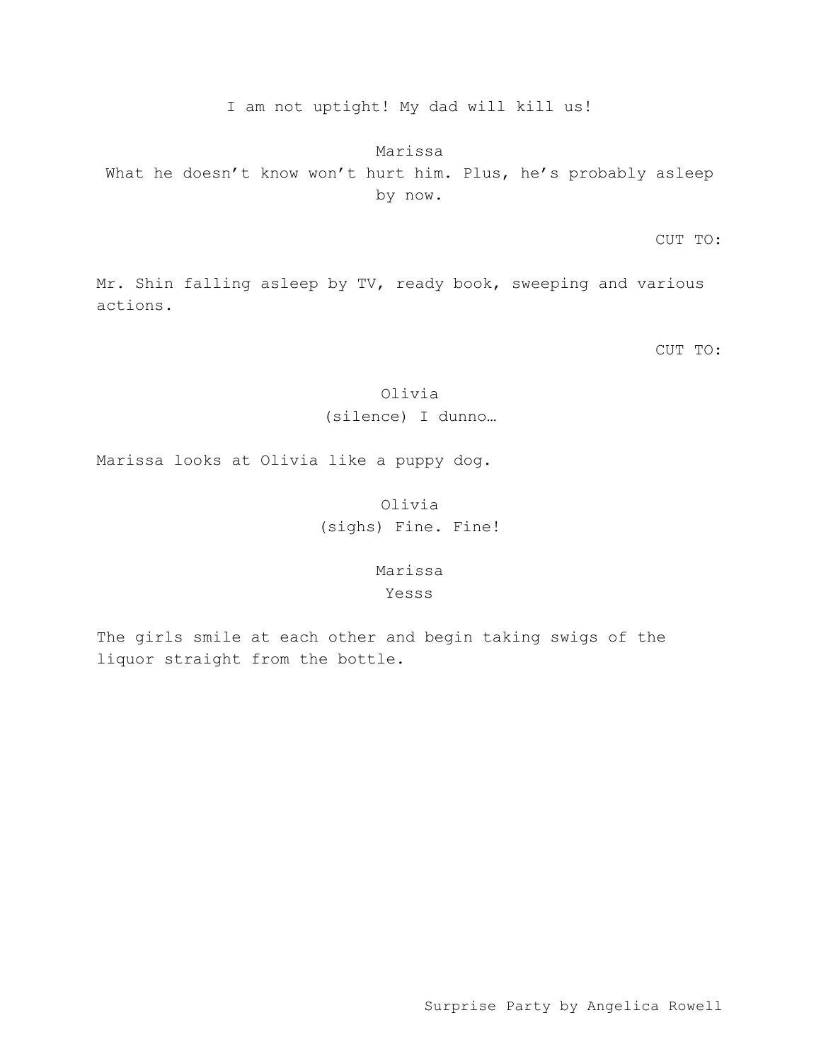I am not uptight! My dad will kill us!

Marissa

What he doesn't know won't hurt him. Plus, he's probably asleep by now.

CUT TO:

Mr. Shin falling asleep by TV, ready book, sweeping and various actions.

CUT TO:

Olivia

(silence) I dunno…

Marissa looks at Olivia like a puppy dog.

Olivia

(sighs) Fine. Fine!

Marissa

Yesss

The girls smile at each other and begin taking swigs of the liquor straight from the bottle.

Surprise Party by Angelica Rowell